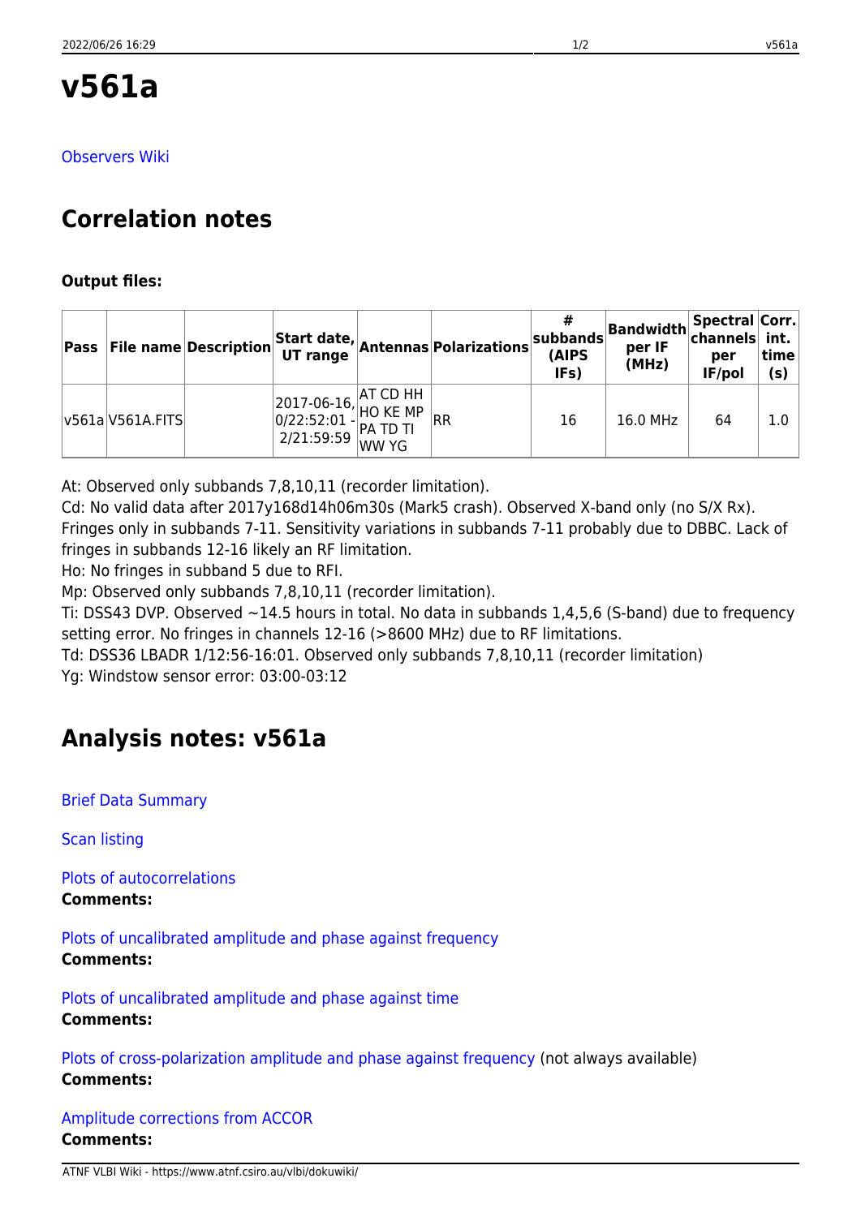# v561a

Observers Wiki

## Correlation notes

**Output files:**

| Pass | File name | Description | Start date, UT range | Antennas | Polarizations | # subbands (AIPS IFs) | Bandwidth per IF (MHz) | Spectral channels per IF/pol | Corr. int. time (s) |
|---|---|---|---|---|---|---|---|---|---|
| v561a | V561A.FITS | | 2017-06-16, 0/22:52:01 - 2/21:59:59 | AT CD HH HO KE MP PA TD TI WW YG | RR | 16 | 16.0 MHz | 64 | 1.0 |

At: Observed only subbands 7,8,10,11 (recorder limitation).
Cd: No valid data after 2017y168d14h06m30s (Mark5 crash). Observed X-band only (no S/X Rx). Fringes only in subbands 7-11. Sensitivity variations in subbands 7-11 probably due to DBBC. Lack of fringes in subbands 12-16 likely an RF limitation.
Ho: No fringes in subband 5 due to RFI.
Mp: Observed only subbands 7,8,10,11 (recorder limitation).
Ti: DSS43 DVP. Observed ~14.5 hours in total. No data in subbands 1,4,5,6 (S-band) due to frequency setting error. No fringes in channels 12-16 (>8600 MHz) due to RF limitations.
Td: DSS36 LBADR 1/12:56-16:01. Observed only subbands 7,8,10,11 (recorder limitation)
Yg: Windstow sensor error: 03:00-03:12

## Analysis notes: v561a

Brief Data Summary

Scan listing

Plots of autocorrelations
**Comments:**

Plots of uncalibrated amplitude and phase against frequency
**Comments:**

Plots of uncalibrated amplitude and phase against time
**Comments:**

Plots of cross-polarization amplitude and phase against frequency (not always available)
**Comments:**

Amplitude corrections from ACCOR
**Comments:**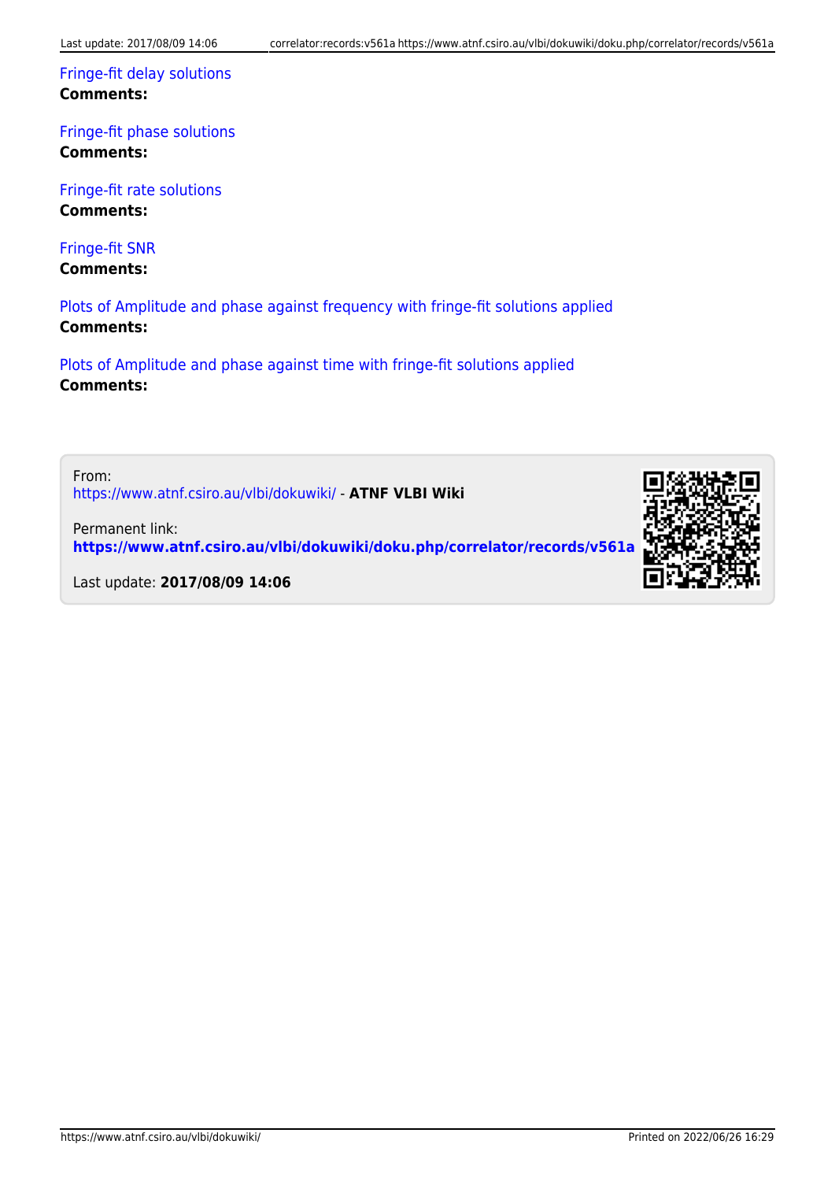Fringe-fit delay solutions
**Comments:**

Fringe-fit phase solutions
**Comments:**

Fringe-fit rate solutions
**Comments:**

Fringe-fit SNR
**Comments:**

Plots of Amplitude and phase against frequency with fringe-fit solutions applied
**Comments:**

Plots of Amplitude and phase against time with fringe-fit solutions applied
**Comments:**

From:
https://www.atnf.csiro.au/vlbi/dokuwiki/ - **ATNF VLBI Wiki**

Permanent link:
**https://www.atnf.csiro.au/vlbi/dokuwiki/doku.php/correlator/records/v561a**

Last update: **2017/08/09 14:06**